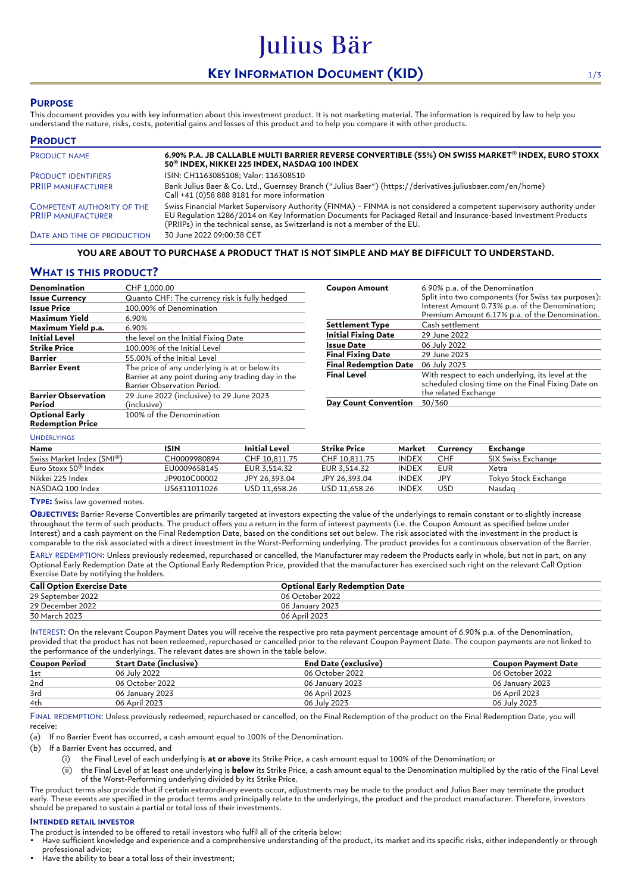# Julius Bär

# KEY INFORMATION DOCUMENT (KID)

## PURPOSE

This document provides you with key information about this investment product. It is not marketing material. The information is required by law to help you understand the nature, risks, costs, potential gains and losses of this product and to help you compare it with other products.

## PRODUCT

| | |
|---|---|
| PRODUCT NAME | **6.90% P.A. JB CALLABLE MULTI BARRIER REVERSE CONVERTIBLE (55%) ON SWISS MARKET® INDEX, EURO STOXX 50® INDEX, NIKKEI 225 INDEX, NASDAQ 100 INDEX** |
| PRODUCT IDENTIFIERS | ISIN: CH1163085108; Valor: 116308510 |
| PRIIP MANUFACTURER | Bank Julius Baer & Co. Ltd., Guernsey Branch ("Julius Baer") (https://derivatives.juliusbaer.com/en/home) Call +41 (0)58 888 8181 for more information |
| COMPETENT AUTHORITY OF THE PRIIP MANUFACTURER | Swiss Financial Market Supervisory Authority (FINMA) – FINMA is not considered a competent supervisory authority under EU Regulation 1286/2014 on Key Information Documents for Packaged Retail and Insurance-based Investment Products (PRIIPs) in the technical sense, as Switzerland is not a member of the EU. |
| DATE AND TIME OF PRODUCTION | 30 June 2022 09:00:38 CET |

**YOU ARE ABOUT TO PURCHASE A PRODUCT THAT IS NOT SIMPLE AND MAY BE DIFFICULT TO UNDERSTAND.**

## WHAT IS THIS PRODUCT?

| | |
|---|---|
| **Denomination** | CHF 1,000.00 |
| **Issue Currency** | Quanto CHF: The currency risk is fully hedged |
| **Issue Price** | 100.00% of Denomination |
| **Maximum Yield** | 6.90% |
| **Maximum Yield p.a.** | 6.90% |
| **Initial Level** | the level on the Initial Fixing Date |
| **Strike Price** | 100.00% of the Initial Level |
| **Barrier** | 55.00% of the Initial Level |
| **Barrier Event** | The price of any underlying is at or below its Barrier at any point during any trading day in the Barrier Observation Period. |
| **Barrier Observation Period** | 29 June 2022 (inclusive) to 29 June 2023 (inclusive) |
| **Optional Early Redemption Price** | 100% of the Denomination |
| **Coupon Amount** | 6.90% p.a. of the Denomination<br>Split into two components (for Swiss tax purposes): Interest Amount 0.73% p.a. of the Denomination; Premium Amount 6.17% p.a. of the Denomination. |
| **Settlement Type** | Cash settlement |
| **Initial Fixing Date** | 29 June 2022 |
| **Issue Date** | 06 July 2022 |
| **Final Fixing Date** | 29 June 2023 |
| **Final Redemption Date** | 06 July 2023 |
| **Final Level** | With respect to each underlying, its level at the scheduled closing time on the Final Fixing Date on the related Exchange |
| **Day Count Convention** | 30/360 |

UNDERLYINGS

| Name | ISIN | Initial Level | Strike Price | Market | Currency | Exchange |
|---|---|---|---|---|---|---|
| Swiss Market Index (SMI®) | CH0009980894 | CHF 10,811.75 | CHF 10,811.75 | INDEX | CHF | SIX Swiss Exchange |
| Euro Stoxx 50® Index | EU0009658145 | EUR 3,514.32 | EUR 3,514.32 | INDEX | EUR | Xetra |
| Nikkei 225 Index | JP9010C00002 | JPY 26,393.04 | JPY 26,393.04 | INDEX | JPY | Tokyo Stock Exchange |
| NASDAQ 100 Index | US6311011026 | USD 11,658.26 | USD 11,658.26 | INDEX | USD | Nasdaq |

**TYPE:** Swiss law governed notes.

**OBJECTIVES:** Barrier Reverse Convertibles are primarily targeted at investors expecting the value of the underlyings to remain constant or to slightly increase throughout the term of such products. The product offers you a return in the form of interest payments (i.e. the Coupon Amount as specified below under Interest) and a cash payment on the Final Redemption Date, based on the conditions set out below. The risk associated with the investment in the product is comparable to the risk associated with a direct investment in the Worst-Performing underlying. The product provides for a continuous observation of the Barrier.

EARLY REDEMPTION: Unless previously redeemed, repurchased or cancelled, the Manufacturer may redeem the Products early in whole, but not in part, on any Optional Early Redemption Date at the Optional Early Redemption Price, provided that the manufacturer has exercised such right on the relevant Call Option Exercise Date by notifying the holders.

| Call Option Exercise Date | Optional Early Redemption Date |
|---|---|
| 29 September 2022 | 06 October 2022 |
| 29 December 2022 | 06 January 2023 |
| 30 March 2023 | 06 April 2023 |

INTEREST: On the relevant Coupon Payment Dates you will receive the respective pro rata payment percentage amount of 6.90% p.a. of the Denomination, provided that the product has not been redeemed, repurchased or cancelled prior to the relevant Coupon Payment Date. The coupon payments are not linked to the performance of the underlyings. The relevant dates are shown in the table below.

| Coupon Period | Start Date (inclusive) | End Date (exclusive) | Coupon Payment Date |
|---|---|---|---|
| 1st | 06 July 2022 | 06 October 2022 | 06 October 2022 |
| 2nd | 06 October 2022 | 06 January 2023 | 06 January 2023 |
| 3rd | 06 January 2023 | 06 April 2023 | 06 April 2023 |
| 4th | 06 April 2023 | 06 July 2023 | 06 July 2023 |

FINAL REDEMPTION: Unless previously redeemed, repurchased or cancelled, on the Final Redemption of the product on the Final Redemption Date, you will receive:

(a) If no Barrier Event has occurred, a cash amount equal to 100% of the Denomination.

(b) If a Barrier Event has occurred, and

   (i) the Final Level of each underlying is **at or above** its Strike Price, a cash amount equal to 100% of the Denomination; or

   (ii) the Final Level of at least one underlying is **below** its Strike Price, a cash amount equal to the Denomination multiplied by the ratio of the Final Level of the Worst-Performing underlying divided by its Strike Price.

The product terms also provide that if certain extraordinary events occur, adjustments may be made to the product and Julius Baer may terminate the product early. These events are specified in the product terms and principally relate to the underlyings, the product and the product manufacturer. Therefore, investors should be prepared to sustain a partial or total loss of their investments.

**INTENDED RETAIL INVESTOR**

The product is intended to be offered to retail investors who fulfil all of the criteria below:

- Have sufficient knowledge and experience and a comprehensive understanding of the product, its market and its specific risks, either independently or through professional advice;
- Have the ability to bear a total loss of their investment;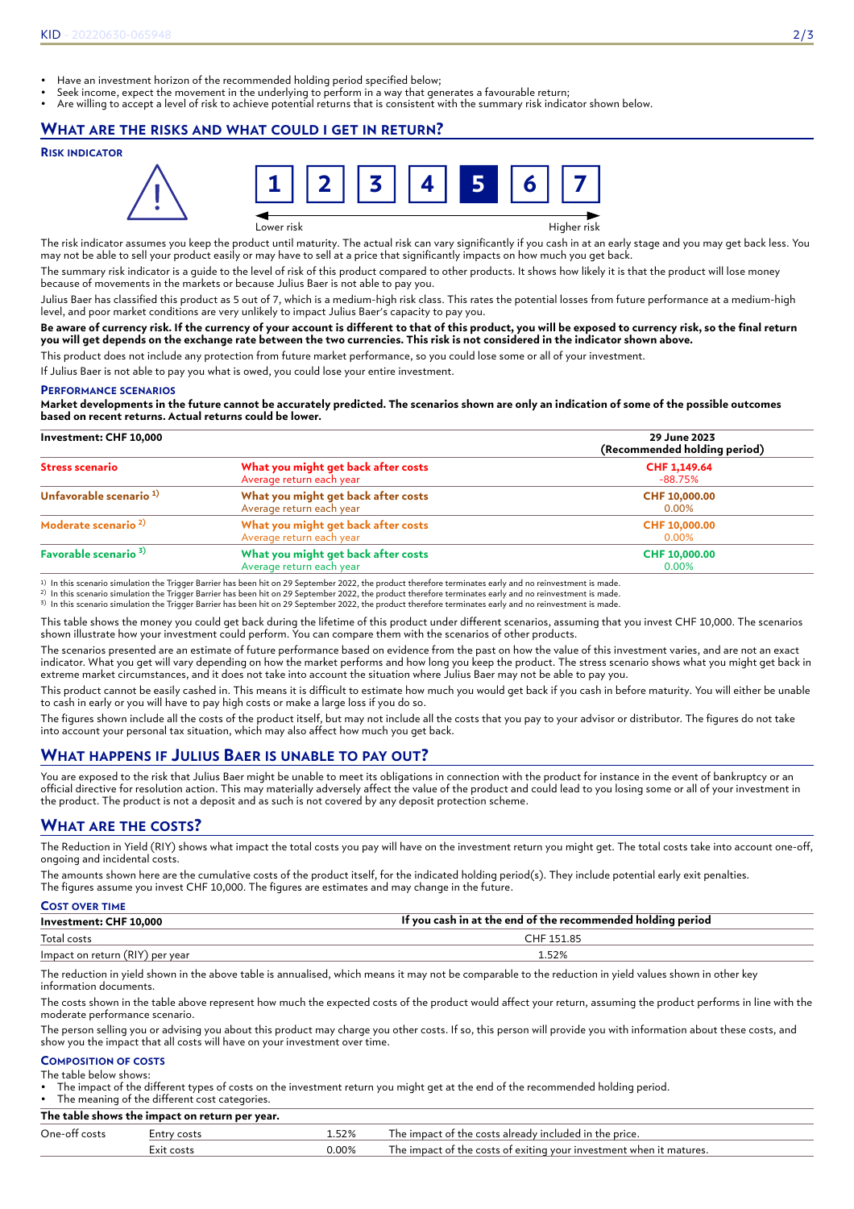- Have an investment horizon of the recommended holding period specified below;
- Seek income, expect the movement in the underlying to perform in a way that generates a favourable return;
- Are willing to accept a level of risk to achieve potential returns that is consistent with the summary risk indicator shown below.

## What are the risks and what could I get in return?

### Risk indicator

| 1 | 2 | 3 | 4 | **5** | 6 | 7 |
|---|---|---|---|---|---|---|

Lower risk → Higher risk

The risk indicator assumes you keep the product until maturity. The actual risk can vary significantly if you cash in at an early stage and you may get back less. You may not be able to sell your product easily or may have to sell at a price that significantly impacts on how much you get back.

The summary risk indicator is a guide to the level of risk of this product compared to other products. It shows how likely it is that the product will lose money because of movements in the markets or because Julius Baer is not able to pay you.

Julius Baer has classified this product as 5 out of 7, which is a medium-high risk class. This rates the potential losses from future performance at a medium-high level, and poor market conditions are very unlikely to impact Julius Baer's capacity to pay you.

**Be aware of currency risk. If the currency of your account is different to that of this product, you will be exposed to currency risk, so the final return you will get depends on the exchange rate between the two currencies. This risk is not considered in the indicator shown above.**

This product does not include any protection from future market performance, so you could lose some or all of your investment.

If Julius Baer is not able to pay you what is owed, you could lose your entire investment.

### Performance scenarios

**Market developments in the future cannot be accurately predicted. The scenarios shown are only an indication of some of the possible outcomes based on recent returns. Actual returns could be lower.**

| Investment: CHF 10,000 | | 29 June 2023 (Recommended holding period) |
|---|---|---|
| **Stress scenario** | **What you might get back after costs**<br>Average return each year | **CHF 1,149.64**<br>-88.75% |
| **Unfavorable scenario** [1] | **What you might get back after costs**<br>Average return each year | **CHF 10,000.00**<br>0.00% |
| **Moderate scenario** [2] | **What you might get back after costs**<br>Average return each year | **CHF 10,000.00**<br>0.00% |
| **Favorable scenario** [3] | **What you might get back after costs**<br>Average return each year | **CHF 10,000.00**<br>0.00% |

[1] In this scenario simulation the Trigger Barrier has been hit on 29 September 2022, the product therefore terminates early and no reinvestment is made.
[2] In this scenario simulation the Trigger Barrier has been hit on 29 September 2022, the product therefore terminates early and no reinvestment is made.
[3] In this scenario simulation the Trigger Barrier has been hit on 29 September 2022, the product therefore terminates early and no reinvestment is made.

This table shows the money you could get back during the lifetime of this product under different scenarios, assuming that you invest CHF 10,000. The scenarios shown illustrate how your investment could perform. You can compare them with the scenarios of other products.

The scenarios presented are an estimate of future performance based on evidence from the past on how the value of this investment varies, and are not an exact indicator. What you get will vary depending on how the market performs and how long you keep the product. The stress scenario shows what you might get back in extreme market circumstances, and it does not take into account the situation where Julius Baer may not be able to pay you.

This product cannot be easily cashed in. This means it is difficult to estimate how much you would get back if you cash in before maturity. You will either be unable to cash in early or you will have to pay high costs or make a large loss if you do so.

The figures shown include all the costs of the product itself, but may not include all the costs that you pay to your advisor or distributor. The figures do not take into account your personal tax situation, which may also affect how much you get back.

## What happens if Julius Baer is unable to pay out?

You are exposed to the risk that Julius Baer might be unable to meet its obligations in connection with the product for instance in the event of bankruptcy or an official directive for resolution action. This may materially adversely affect the value of the product and could lead to you losing some or all of your investment in the product. The product is not a deposit and as such is not covered by any deposit protection scheme.

## What are the costs?

The Reduction in Yield (RIY) shows what impact the total costs you pay will have on the investment return you might get. The total costs take into account one-off, ongoing and incidental costs.

The amounts shown here are the cumulative costs of the product itself, for the indicated holding period(s). They include potential early exit penalties. The figures assume you invest CHF 10,000. The figures are estimates and may change in the future.

### Cost over time

| Investment: CHF 10,000 | If you cash in at the end of the recommended holding period |
|---|---|
| Total costs | CHF 151.85 |
| Impact on return (RIY) per year | 1.52% |

The reduction in yield shown in the above table is annualised, which means it may not be comparable to the reduction in yield values shown in other key information documents.

The costs shown in the table above represent how much the expected costs of the product would affect your return, assuming the product performs in line with the moderate performance scenario.

The person selling you or advising you about this product may charge you other costs. If so, this person will provide you with information about these costs, and show you the impact that all costs will have on your investment over time.

### Composition of costs

The table below shows:

- The impact of the different types of costs on the investment return you might get at the end of the recommended holding period.
- The meaning of the different cost categories.

| The table shows the impact on return per year. | | | |
|---|---|---|---|
| One-off costs | Entry costs | 1.52% | The impact of the costs already included in the price. |
| | Exit costs | 0.00% | The impact of the costs of exiting your investment when it matures. |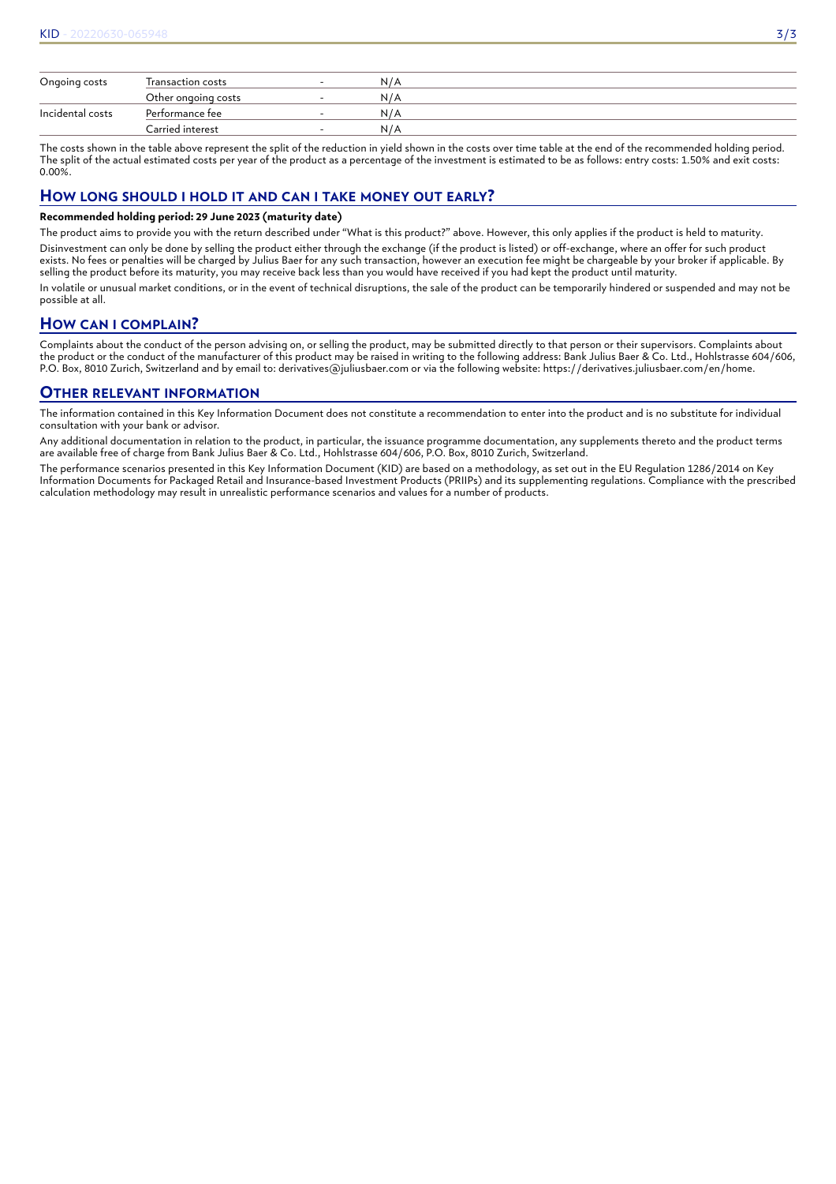| | | | |
|---|---|---|---|
| Ongoing costs | Transaction costs | - | N/A |
| | Other ongoing costs | - | N/A |
| Incidental costs | Performance fee | - | N/A |
| | Carried interest | - | N/A |

The costs shown in the table above represent the split of the reduction in yield shown in the costs over time table at the end of the recommended holding period. The split of the actual estimated costs per year of the product as a percentage of the investment is estimated to be as follows: entry costs: 1.50% and exit costs: 0.00%.

## How long should I hold it and can I take money out early?

**Recommended holding period: 29 June 2023 (maturity date)**

The product aims to provide you with the return described under "What is this product?" above. However, this only applies if the product is held to maturity.

Disinvestment can only be done by selling the product either through the exchange (if the product is listed) or off-exchange, where an offer for such product exists. No fees or penalties will be charged by Julius Baer for any such transaction, however an execution fee might be chargeable by your broker if applicable. By selling the product before its maturity, you may receive back less than you would have received if you had kept the product until maturity.

In volatile or unusual market conditions, or in the event of technical disruptions, the sale of the product can be temporarily hindered or suspended and may not be possible at all.

## How can I complain?

Complaints about the conduct of the person advising on, or selling the product, may be submitted directly to that person or their supervisors. Complaints about the product or the conduct of the manufacturer of this product may be raised in writing to the following address: Bank Julius Baer & Co. Ltd., Hohlstrasse 604/606, P.O. Box, 8010 Zurich, Switzerland and by email to: derivatives@juliusbaer.com or via the following website: https://derivatives.juliusbaer.com/en/home.

## Other relevant information

The information contained in this Key Information Document does not constitute a recommendation to enter into the product and is no substitute for individual consultation with your bank or advisor.

Any additional documentation in relation to the product, in particular, the issuance programme documentation, any supplements thereto and the product terms are available free of charge from Bank Julius Baer & Co. Ltd., Hohlstrasse 604/606, P.O. Box, 8010 Zurich, Switzerland.

The performance scenarios presented in this Key Information Document (KID) are based on a methodology, as set out in the EU Regulation 1286/2014 on Key Information Documents for Packaged Retail and Insurance-based Investment Products (PRIIPs) and its supplementing regulations. Compliance with the prescribed calculation methodology may result in unrealistic performance scenarios and values for a number of products.